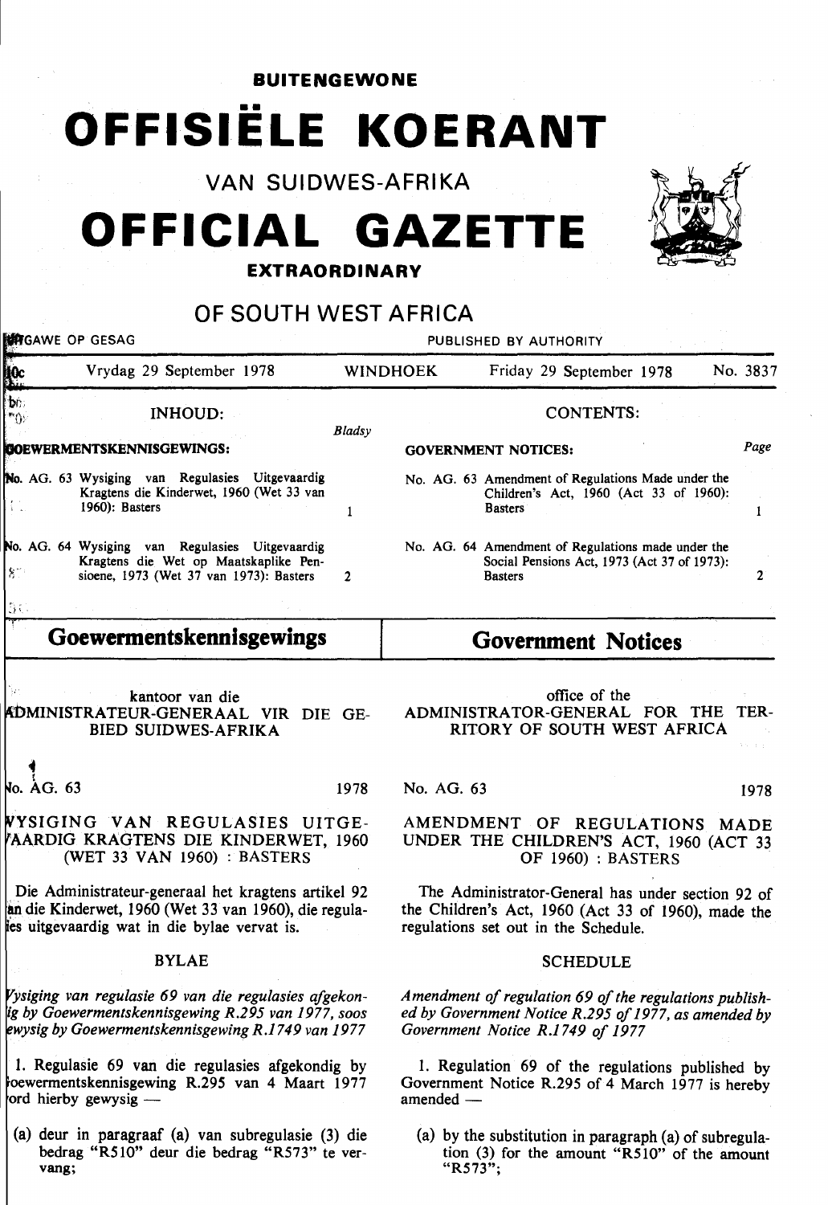**BUITENGEWONE**

# OFFISIËLE KOERANT

## VAN SUIDWES-AFRIKA

# OFFICIAL GAZETTE

**EXTRAORDINARY**

## OF SOUTH WEST AFRICA

UITGAWE OP GESAG — PUBLISHED BY AUTHORITY

10c — Vrydag 29 September 1978 — WINDHOEK — Friday 29 September 1978 — No. 3837

**INHOUD:**

| | Bladsy |
|---|---|
| **GOEWERMENTSKENNISGEWINGS:** | |
| No. AG. 63 Wysiging van Regulasies Uitgevaardig Kragtens die Kinderwet, 1960 (Wet 33 van 1960): Basters | 1 |
| No. AG. 64 Wysiging van Regulasies Uitgevaardig Kragtens die Wet op Maatskaplike Pensioene, 1973 (Wet 37 van 1973): Basters | 2 |

**CONTENTS:**

| | Page |
|---|---|
| **GOVERNMENT NOTICES:** | |
| No. AG. 63 Amendment of Regulations Made under the Children's Act, 1960 (Act 33 of 1960): Basters | 1 |
| No. AG. 64 Amendment of Regulations made under the Social Pensions Act, 1973 (Act 37 of 1973): Basters | 2 |

## Goewermentskennisgewings

kantoor van die ADMINISTRATEUR-GENERAAL VIR DIE GEBIED SUIDWES-AFRIKA

No. AG. 63 — 1978

### WYSIGING VAN REGULASIES UITGEVAARDIG KRAGTENS DIE KINDERWET, 1960 (WET 33 VAN 1960) : BASTERS

Die Administrateur-generaal het kragtens artikel 92 van die Kinderwet, 1960 (Wet 33 van 1960), die regulasies uitgevaardig wat in die bylae vervat is.

#### BYLAE

*Wysiging van regulasie 69 van die regulasies afgekondig by Goewermentskennisgewing R.295 van 1977, soos gewysig by Goewermentskennisgewing R.1749 van 1977*

1. Regulasie 69 van die regulasies afgekondig by Goewermentskennisgewing R.295 van 4 Maart 1977 word hierby gewysig —

(a) deur in paragraaf (a) van subregulasie (3) die bedrag "R510" deur die bedrag "R573" te vervang;

## Government Notices

office of the ADMINISTRATOR-GENERAL FOR THE TERRITORY OF SOUTH WEST AFRICA

No. AG. 63 — 1978

### AMENDMENT OF REGULATIONS MADE UNDER THE CHILDREN'S ACT, 1960 (ACT 33 OF 1960) : BASTERS

The Administrator-General has under section 92 of the Children's Act, 1960 (Act 33 of 1960), made the regulations set out in the Schedule.

#### SCHEDULE

*Amendment of regulation 69 of the regulations published by Government Notice R.295 of 1977, as amended by Government Notice R.1749 of 1977*

1. Regulation 69 of the regulations published by Government Notice R.295 of 4 March 1977 is hereby amended —

(a) by the substitution in paragraph (a) of subregulation (3) for the amount "R510" of the amount "R573";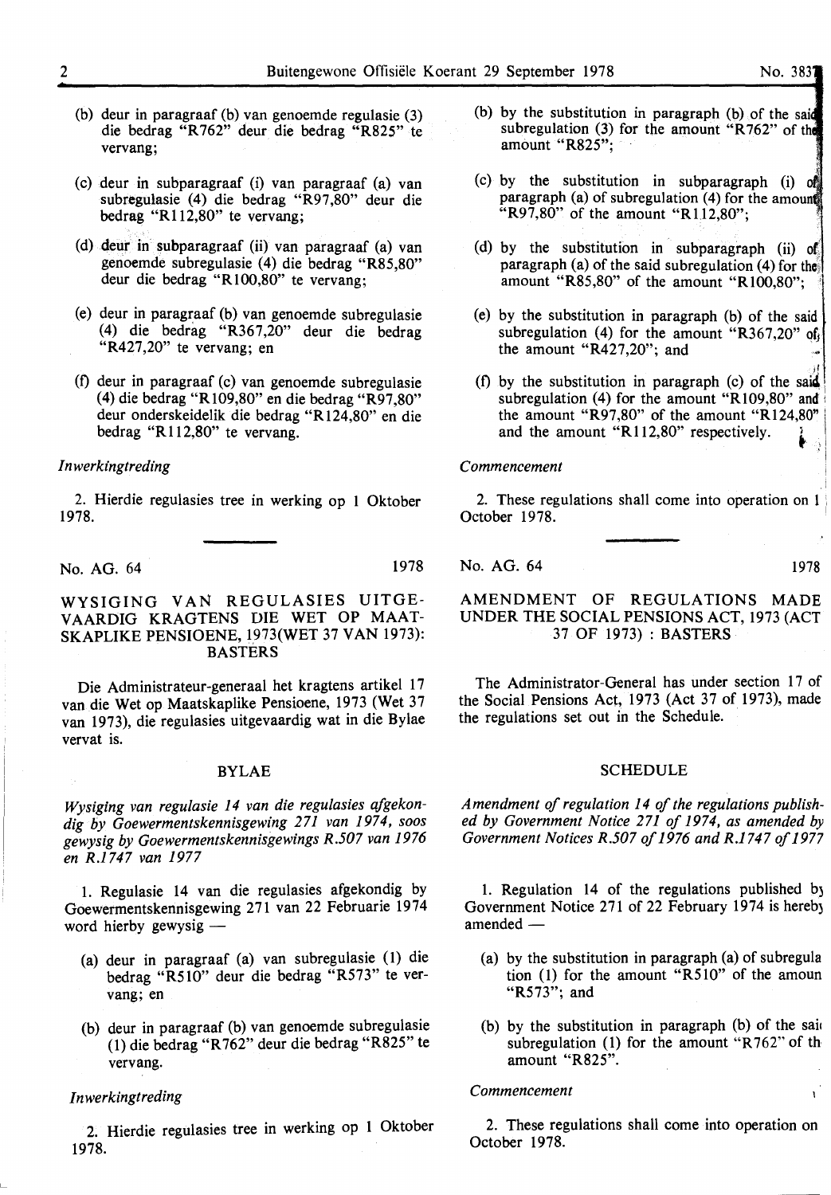(b) deur in paragraaf (b) van genoemde regulasie (3) die bedrag "R762" deur die bedrag "R825" te vervang;

(c) deur in subparagraaf (i) van paragraaf (a) van subregulasie (4) die bedrag "R97,80" deur die bedrag "R112,80" te vervang;

(d) deur in subparagraaf (ii) van paragraaf (a) van genoemde subregulasie (4) die bedrag "R85,80" deur die bedrag "R100,80" te vervang;

(e) deur in paragraaf (b) van genoemde subregulasie (4) die bedrag "R367,20" deur die bedrag "R427,20" te vervang; en

(f) deur in paragraaf (c) van genoemde subregulasie (4) die bedrag "R109,80" en die bedrag "R97,80" deur onderskeidelik die bedrag "R124,80" en die bedrag "R112,80" te vervang.

*Inwerkingtreding*

2. Hierdie regulasies tree in werking op 1 Oktober 1978.

(b) by the substitution in paragraph (b) of the said subregulation (3) for the amount "R762" of the amount "R825";

(c) by the substitution in subparagraph (i) of paragraph (a) of subregulation (4) for the amount "R97,80" of the amount "R112,80";

(d) by the substitution in subparagraph (ii) of paragraph (a) of the said subregulation (4) for the amount "R85,80" of the amount "R100,80";

(e) by the substitution in paragraph (b) of the said subregulation (4) for the amount "R367,20" of the amount "R427,20"; and

(f) by the substitution in paragraph (c) of the said subregulation (4) for the amount "R109,80" and the amount "R97,80" of the amount "R124,80" and the amount "R112,80" respectively.

*Commencement*

2. These regulations shall come into operation on 1 October 1978.

---

No. AG. 64 1978

## WYSIGING VAN REGULASIES UITGEVAARDIG KRAGTENS DIE WET OP MAATSKAPLIKE PENSIOENE, 1973 (WET 37 VAN 1973): BASTERS

Die Administrateur-generaal het kragtens artikel 17 van die Wet op Maatskaplike Pensioene, 1973 (Wet 37 van 1973), die regulasies uitgevaardig wat in die Bylae vervat is.

### BYLAE

*Wysiging van regulasie 14 van die regulasies afgekondig by Goewermentskennisgewing 271 van 1974, soos gewysig by Goewermentskennisgewings R.507 van 1976 en R.1747 van 1977*

1. Regulasie 14 van die regulasies afgekondig by Goewermentskennisgewing 271 van 22 Februarie 1974 word hierby gewysig —

(a) deur in paragraaf (a) van subregulasie (1) die bedrag "R510" deur die bedrag "R573" te vervang; en

(b) deur in paragraaf (b) van genoemde subregulasie (1) die bedrag "R762" deur die bedrag "R825" te vervang.

*Inwerkingtreding*

2. Hierdie regulasies tree in werking op 1 Oktober 1978.

No. AG. 64 1978

## AMENDMENT OF REGULATIONS MADE UNDER THE SOCIAL PENSIONS ACT, 1973 (ACT 37 OF 1973) : BASTERS

The Administrator-General has under section 17 of the Social Pensions Act, 1973 (Act 37 of 1973), made the regulations set out in the Schedule.

### SCHEDULE

*Amendment of regulation 14 of the regulations published by Government Notice 271 of 1974, as amended by Government Notices R.507 of 1976 and R.1747 of 1977*

1. Regulation 14 of the regulations published by Government Notice 271 of 22 February 1974 is hereby amended —

(a) by the substitution in paragraph (a) of subregulation (1) for the amount "R510" of the amount "R573"; and

(b) by the substitution in paragraph (b) of the said subregulation (1) for the amount "R762" of the amount "R825".

*Commencement*

2. These regulations shall come into operation on 1 October 1978.